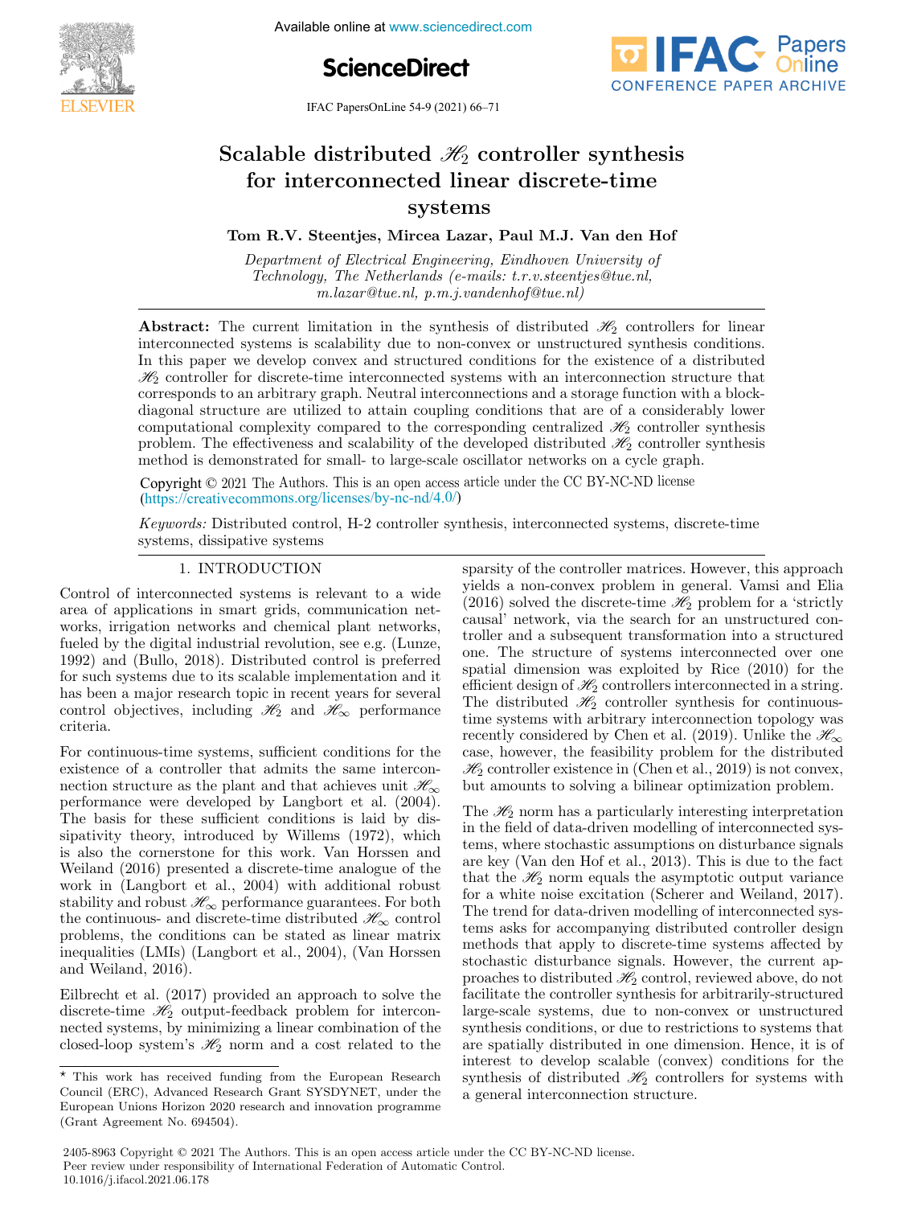# Scalable distributed $\mathscr{H}_2$ controller synthesis for interconnected linear discrete-time systems

**Tom R.V. Steentjes, Mircea Lazar, Paul M.J. Van den Hof**

*Department of Electrical Engineering, Eindhoven University of Technology, The Netherlands (e-mails: t.r.v.steentjes@tue.nl, m.lazar@tue.nl, p.m.j.vandenhof@tue.nl)*

**Abstract:** The current limitation in the synthesis of distributed $\mathscr{H}_2$ controllers for linear interconnected systems is scalability due to non-convex or unstructured synthesis conditions. In this paper we develop convex and structured conditions for the existence of a distributed $\mathscr{H}_2$ controller for discrete-time interconnected systems with an interconnection structure that corresponds to an arbitrary graph. Neutral interconnections and a storage function with a block-diagonal structure are utilized to attain coupling conditions that are of a considerably lower computational complexity compared to the corresponding centralized $\mathscr{H}_2$ controller synthesis problem. The effectiveness and scalability of the developed distributed $\mathscr{H}_2$ controller synthesis method is demonstrated for small- to large-scale oscillator networks on a cycle graph.

Copyright © 2021 The Authors. This is an open access article under the CC BY-NC-ND license (https://creativecommons.org/licenses/by-nc-nd/4.0/)

*Keywords:* Distributed control, H-2 controller synthesis, interconnected systems, discrete-time systems, dissipative systems

## 1. INTRODUCTION

Control of interconnected systems is relevant to a wide area of applications in smart grids, communication networks, irrigation networks and chemical plant networks, fueled by the digital industrial revolution, see e.g. (Lunze, 1992) and (Bullo, 2018). Distributed control is preferred for such systems due to its scalable implementation and it has been a major research topic in recent years for several control objectives, including $\mathscr{H}_2$ and $\mathscr{H}_\infty$ performance criteria.

For continuous-time systems, sufficient conditions for the existence of a controller that admits the same interconnection structure as the plant and that achieves unit $\mathscr{H}_\infty$ performance were developed by Langbort et al. (2004). The basis for these sufficient conditions is laid by dissipativity theory, introduced by Willems (1972), which is also the cornerstone for this work. Van Horssen and Weiland (2016) presented a discrete-time analogue of the work in (Langbort et al., 2004) with additional robust stability and robust $\mathscr{H}_\infty$ performance guarantees. For both the continuous- and discrete-time distributed $\mathscr{H}_\infty$ control problems, the conditions can be stated as linear matrix inequalities (LMIs) (Langbort et al., 2004), (Van Horssen and Weiland, 2016).

Eilbrecht et al. (2017) provided an approach to solve the discrete-time $\mathscr{H}_2$ output-feedback problem for interconnected systems, by minimizing a linear combination of the closed-loop system's $\mathscr{H}_2$ norm and a cost related to the sparsity of the controller matrices. However, this approach yields a non-convex problem in general. Vamsi and Elia (2016) solved the discrete-time $\mathscr{H}_2$ problem for a 'strictly causal' network, via the search for an unstructured controller and a subsequent transformation into a structured one. The structure of systems interconnected over one spatial dimension was exploited by Rice (2010) for the efficient design of $\mathscr{H}_2$ controllers interconnected in a string. The distributed $\mathscr{H}_2$ controller synthesis for continuous-time systems with arbitrary interconnection topology was recently considered by Chen et al. (2019). Unlike the $\mathscr{H}_\infty$ case, however, the feasibility problem for the distributed $\mathscr{H}_2$ controller existence in (Chen et al., 2019) is not convex, but amounts to solving a bilinear optimization problem.

The $\mathscr{H}_2$ norm has a particularly interesting interpretation in the field of data-driven modelling of interconnected systems, where stochastic assumptions on disturbance signals are key (Van den Hof et al., 2013). This is due to the fact that the $\mathscr{H}_2$ norm equals the asymptotic output variance for a white noise excitation (Scherer and Weiland, 2017). The trend for data-driven modelling of interconnected systems asks for accompanying distributed controller design methods that apply to discrete-time systems affected by stochastic disturbance signals. However, the current approaches to distributed $\mathscr{H}_2$ control, reviewed above, do not facilitate the controller synthesis for arbitrarily-structured large-scale systems, due to non-convex or unstructured synthesis conditions, or due to restrictions to systems that are spatially distributed in one dimension. Hence, it is of interest to develop scalable (convex) conditions for the synthesis of distributed $\mathscr{H}_2$ controllers for systems with a general interconnection structure.

[⋆] This work has received funding from the European Research Council (ERC), Advanced Research Grant SYSDYNET, under the European Unions Horizon 2020 research and innovation programme (Grant Agreement No. 694504).

2405-8963 Copyright © 2021 The Authors. This is an open access article under the CC BY-NC-ND license. Peer review under responsibility of International Federation of Automatic Control. 10.1016/j.ifacol.2021.06.178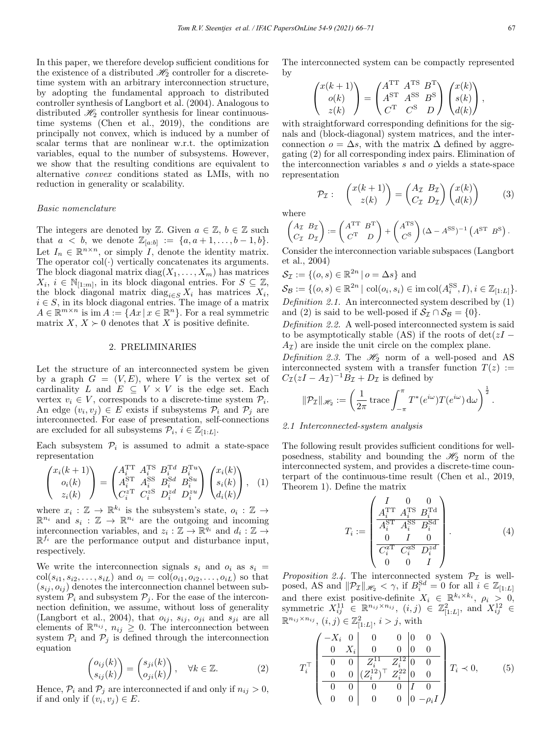In this paper, we therefore develop sufficient conditions for the existence of a distributed $\mathscr{H}_2$ controller for a discrete-time system with an arbitrary interconnection structure, by adopting the fundamental approach to distributed controller synthesis of Langbort et al. (2004). Analogous to distributed $\mathscr{H}_2$ controller synthesis for linear continuous-time systems (Chen et al., 2019), the conditions are principally not convex, which is induced by a number of scalar terms that are nonlinear w.r.t. the optimization variables, equal to the number of subsystems. However, we show that the resulting conditions are equivalent to alternative *convex* conditions stated as LMIs, with no reduction in generality or scalability.

*Basic nomenclature*

The integers are denoted by $\mathbb{Z}$. Given $a \in \mathbb{Z}$, $b \in \mathbb{Z}$ such that $a < b$, we denote $\mathbb{Z}_{[a:b]} := \{a, a+1, \ldots, b-1, b\}$. Let $I_n \in \mathbb{R}^{n\times n}$, or simply $I$, denote the identity matrix. The operator $\mathrm{col}(\cdot)$ vertically concatenates its arguments. The block diagonal matrix $\mathrm{diag}(X_1, \ldots, X_m)$ has matrices $X_i$, $i \in \mathbb{N}_{[1:m]}$, in its block diagonal entries. For $S \subseteq \mathbb{Z}$, the block diagonal matrix $\mathrm{diag}_{i\in S} X_i$ has matrices $X_i$, $i \in S$, in its block diagonal entries. The image of a matrix $A \in \mathbb{R}^{m\times n}$ is $\mathrm{im}\, A := \{Ax \,|\, x \in \mathbb{R}^n\}$. For a real symmetric matrix $X$, $X \succ 0$ denotes that $X$ is positive definite.

## 2. PRELIMINARIES

Let the structure of an interconnected system be given by a graph $G = (V, E)$, where $V$ is the vertex set of cardinality $L$ and $E \subseteq V \times V$ is the edge set. Each vertex $v_i \in V$, corresponds to a discrete-time system $\mathcal{P}_i$. An edge $(v_i, v_j) \in E$ exists if subsystems $\mathcal{P}_i$ and $\mathcal{P}_j$ are interconnected. For ease of presentation, self-connections are excluded for all subsystems $\mathcal{P}_i$, $i \in \mathbb{Z}_{[1:L]}$.

Each subsystem $\mathcal{P}_i$ is assumed to admit a state-space representation

$$\begin{pmatrix} x_i(k+1) \\ o_i(k) \\ z_i(k) \end{pmatrix} = \begin{pmatrix} A_i^{\mathrm{TT}} & A_i^{\mathrm{TS}} & B_i^{\mathrm{T}d} & B_i^{\mathrm{T}u} \\ A_i^{\mathrm{ST}} & A_i^{\mathrm{SS}} & B_i^{\mathrm{S}d} & B_i^{\mathrm{S}u} \\ C_i^{z\mathrm{T}} & C_i^{z\mathrm{S}} & D_i^{zd} & D_i^{zu} \end{pmatrix} \begin{pmatrix} x_i(k) \\ s_i(k) \\ d_i(k) \end{pmatrix}, \quad (1)$$

where $x_i : \mathbb{Z} \to \mathbb{R}^{k_i}$ is the subsystem's state, $o_i : \mathbb{Z} \to \mathbb{R}^{n_i}$ and $s_i : \mathbb{Z} \to \mathbb{R}^{n_i}$ are the outgoing and incoming interconnection variables, and $z_i : \mathbb{Z} \to \mathbb{R}^{q_i}$ and $d_i : \mathbb{Z} \to \mathbb{R}^{f_i}$ are the performance output and disturbance input, respectively.

We write the interconnection signals $s_i$ and $o_i$ as $s_i = \mathrm{col}(s_{i1}, s_{i2}, \ldots, s_{iL})$ and $o_i = \mathrm{col}(o_{i1}, o_{i2}, \ldots, o_{iL})$ so that $(s_{ij}, o_{ij})$ denotes the interconnection channel between subsystem $\mathcal{P}_i$ and subsystem $\mathcal{P}_j$. For the ease of the interconnection definition, we assume, without loss of generality (Langbort et al., 2004), that $o_{ij}$, $s_{ij}$, $o_{ji}$ and $s_{ji}$ are all elements of $\mathbb{R}^{n_{ij}}$, $n_{ij} \geq 0$. The interconnection between system $\mathcal{P}_i$ and $\mathcal{P}_j$ is defined through the interconnection equation

$$\begin{pmatrix} o_{ij}(k) \\ s_{ij}(k) \end{pmatrix} = \begin{pmatrix} s_{ji}(k) \\ o_{ji}(k) \end{pmatrix}, \quad \forall k \in \mathbb{Z}. \quad (2)$$

Hence, $\mathcal{P}_i$ and $\mathcal{P}_j$ are interconnected if and only if $n_{ij} > 0$, if and only if $(v_i, v_j) \in E$.

The interconnected system can be compactly represented by

$$\begin{pmatrix} x(k+1) \\ o(k) \\ z(k) \end{pmatrix} = \begin{pmatrix} A^{\mathrm{TT}} & A^{\mathrm{TS}} & B^{\mathrm{T}} \\ A^{\mathrm{ST}} & A^{\mathrm{SS}} & B^{\mathrm{S}} \\ C^{\mathrm{T}} & C^{\mathrm{S}} & D \end{pmatrix} \begin{pmatrix} x(k) \\ s(k) \\ d(k) \end{pmatrix},$$

with straightforward corresponding definitions for the signals and (block-diagonal) system matrices, and the interconnection $o = \Delta s$, with the matrix $\Delta$ defined by aggregating (2) for all corresponding index pairs. Elimination of the interconnection variables $s$ and $o$ yields a state-space representation

$$\mathcal{P}_{\mathcal{I}} : \quad \begin{pmatrix} x(k+1) \\ z(k) \end{pmatrix} = \begin{pmatrix} A_{\mathcal{I}} & B_{\mathcal{I}} \\ C_{\mathcal{I}} & D_{\mathcal{I}} \end{pmatrix} \begin{pmatrix} x(k) \\ d(k) \end{pmatrix} \quad (3)$$

where

$$\begin{pmatrix} A_{\mathcal{I}} & B_{\mathcal{I}} \\ C_{\mathcal{I}} & D_{\mathcal{I}} \end{pmatrix} := \begin{pmatrix} A^{\mathrm{TT}} & B^{\mathrm{T}} \\ C^{\mathrm{T}} & D \end{pmatrix} + \begin{pmatrix} A^{\mathrm{TS}} \\ C^{\mathrm{S}} \end{pmatrix} (\Delta - A^{\mathrm{SS}})^{-1} \begin{pmatrix} A^{\mathrm{ST}} & B^{\mathrm{S}} \end{pmatrix}.$$

Consider the interconnection variable subspaces (Langbort et al., 2004)

$\mathcal{S}_{\mathcal{I}} := \{(o, s) \in \mathbb{R}^{2n} \,|\, o = \Delta s\}$ and

$\mathcal{S}_{\mathcal{B}} := \{(o, s) \in \mathbb{R}^{2n} \,|\, \mathrm{col}(o_i, s_i) \in \mathrm{im}\,\mathrm{col}(A_i^{\mathrm{SS}}, I), i \in \mathbb{Z}_{[1:L]}\}$.

*Definition 2.1.* An interconnected system described by (1) and (2) is said to be well-posed if $\mathcal{S}_{\mathcal{I}} \cap \mathcal{S}_{\mathcal{B}} = \{0\}$.

*Definition 2.2.* A well-posed interconnected system is said to be asymptotically stable (AS) if the roots of $\det(zI - A_{\mathcal{I}})$ are inside the unit circle on the complex plane.

*Definition 2.3.* The $\mathscr{H}_2$ norm of a well-posed and AS interconnected system with a transfer function $T(z) := C_{\mathcal{I}}(zI - A_{\mathcal{I}})^{-1}B_{\mathcal{I}} + D_{\mathcal{I}}$ is defined by

$$\|\mathcal{P}_{\mathcal{I}}\|_{\mathscr{H}_2} := \left( \frac{1}{2\pi} \,\mathrm{trace} \int_{-\pi}^{\pi} T^*(e^{i\omega}) T(e^{i\omega}) \,\mathrm{d}\omega \right)^{\frac{1}{2}}.$$

### 2.1 Interconnected-system analysis

The following result provides sufficient conditions for well-posedness, stability and bounding the $\mathscr{H}_2$ norm of the interconnected system, and provides a discrete-time counterpart of the continuous-time result (Chen et al., 2019, Theorem 1). Define the matrix

$$T_i := \left( \begin{array}{ccc} I & 0 & 0 \\ A_i^{\mathrm{TT}} & A_i^{\mathrm{TS}} & B_i^{\mathrm{T}d} \\ \hline A_i^{\mathrm{ST}} & A_i^{\mathrm{SS}} & B_i^{\mathrm{S}d} \\ 0 & I & 0 \\ \hline C_i^{z\mathrm{T}} & C_i^{z\mathrm{S}} & D_i^{zd} \\ 0 & 0 & I \end{array} \right). \quad (4)$$

*Proposition 2.4.* The interconnected system $\mathcal{P}_{\mathcal{I}}$ is well-posed, AS and $\|\mathcal{P}_{\mathcal{I}}\|_{\mathscr{H}_2} < \gamma$, if $B_i^{\mathrm{S}d} = 0$ for all $i \in \mathbb{Z}_{[1:L]}$ and there exist positive-definite $X_i \in \mathbb{R}^{k_i\times k_i}$, $\rho_i > 0$, symmetric $X_{ij}^{11} \in \mathbb{R}^{n_{ij}\times n_{ij}}$, $(i,j) \in \mathbb{Z}^2_{[1:L]}$, and $X_{ij}^{12} \in \mathbb{R}^{n_{ij}\times n_{ij}}$, $(i,j) \in \mathbb{Z}^2_{[1:L]}$, $i > j$, with

$$T_i^\top \left( \begin{array}{cc|cc|cc} -X_i & 0 & 0 & 0 & 0 & 0 \\ 0 & X_i & 0 & 0 & 0 & 0 \\ \hline 0 & 0 & Z_i^{11} & Z_i^{12} & 0 & 0 \\ 0 & 0 & (Z_i^{12})^\top & Z_i^{22} & 0 & 0 \\ \hline 0 & 0 & 0 & 0 & I & 0 \\ 0 & 0 & 0 & 0 & 0 & -\rho_i I \end{array} \right) T_i \prec 0, \quad (5)$$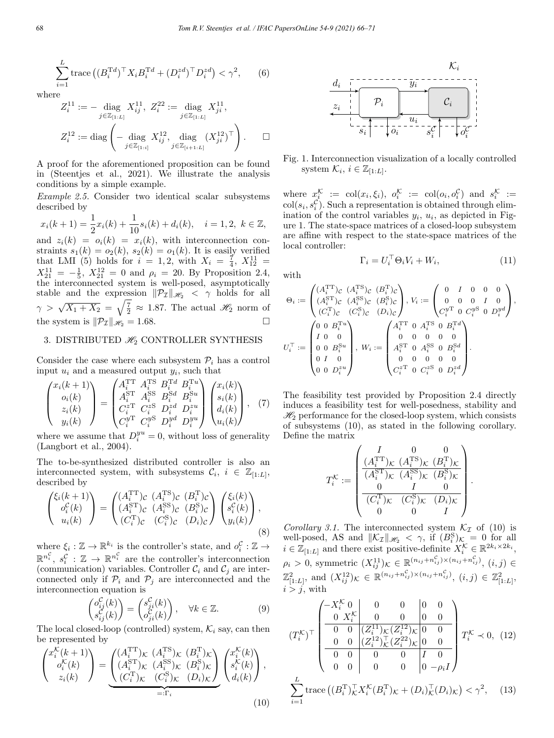$$\sum_{i=1}^{L} \text{trace}\left((B_i^{\text{T}d})^\top X_i B_i^{\text{T}d} + (D_i^{zd})^\top D_i^{zd}\right) < \gamma^2, \qquad (6)$$

where

$$Z_i^{11} := -\operatorname*{diag}_{j\in\mathbb{Z}_{[1:L]}} X_{ij}^{11},\ Z_i^{22} := \operatorname*{diag}_{j\in\mathbb{Z}_{[1:L]}} X_{ji}^{11},$$

$$Z_i^{12} := \text{diag}\left(-\operatorname*{diag}_{j\in\mathbb{Z}_{[1:i]}} X_{ij}^{12}, \operatorname*{diag}_{j\in\mathbb{Z}_{[i+1:L]}} (X_{ji}^{12})^\top\right). \qquad \square$$

A proof for the aforementioned proposition can be found in (Steentjes et al., 2021). We illustrate the analysis conditions by a simple example.

*Example 2.5.* Consider two identical scalar subsystems described by

$$x_i(k+1) = \frac{1}{2}x_i(k) + \frac{1}{10}s_i(k) + d_i(k), \quad i = 1,2,\ k \in \mathbb{Z},$$

and $z_i(k) = o_i(k) = x_i(k)$, with interconnection constraints $s_1(k) = o_2(k)$, $s_2(k) = o_1(k)$. It is easily verified that LMI (5) holds for $i = 1,2$, with $X_i = \frac{7}{4}$, $X_{12}^{11} = X_{21}^{11} = -\frac{1}{5}$, $X_{21}^{12} = 0$ and $\rho_i = 20$. By Proposition 2.4, the interconnected system is well-posed, asymptotically stable and the expression $\|\mathcal{P}_\mathcal{I}\|_{\mathscr{H}_2} < \gamma$ holds for all $\gamma > \sqrt{X_1 + X_2} = \sqrt{\frac{7}{2}} \approx 1.87$. The actual $\mathscr{H}_2$ norm of the system is $\|\mathcal{P}_\mathcal{I}\|_{\mathscr{H}_2} = 1.68$. $\square$

## 3. DISTRIBUTED $\mathscr{H}_2$ CONTROLLER SYNTHESIS

Consider the case where each subsystem $\mathcal{P}_i$ has a control input $u_i$ and a measured output $y_i$, such that

$$\begin{pmatrix} x_i(k+1) \\ o_i(k) \\ z_i(k) \\ y_i(k) \end{pmatrix} = \begin{pmatrix} A_i^{\text{TT}} & A_i^{\text{TS}} & B_i^{\text{T}d} & B_i^{\text{T}u} \\ A_i^{\text{ST}} & A_i^{\text{SS}} & B_i^{\text{S}d} & B_i^{\text{S}u} \\ C_i^{z\text{T}} & C_i^{z\text{S}} & D_i^{zd} & D_i^{zu} \\ C_i^{y\text{T}} & C_i^{y\text{S}} & D_i^{yd} & D_i^{yu} \end{pmatrix} \begin{pmatrix} x_i(k) \\ s_i(k) \\ d_i(k) \\ u_i(k) \end{pmatrix}, \quad (7)$$

where we assume that $D_i^{yu} = 0$, without loss of generality (Langbort et al., 2004).

The to-be-synthesized distributed controller is also an interconnected system, with subsystems $\mathcal{C}_i$, $i \in \mathbb{Z}_{[1:L]}$, described by

$$\begin{pmatrix} \xi_i(k+1) \\ o_i^{\mathcal{C}}(k) \\ u_i(k) \end{pmatrix} = \begin{pmatrix} (A_i^{\text{TT}})_\mathcal{C} & (A_i^{\text{TS}})_\mathcal{C} & (B_i^{\text{T}})_\mathcal{C} \\ (A_i^{\text{ST}})_\mathcal{C} & (A_i^{\text{SS}})_\mathcal{C} & (B_i^{\text{S}})_\mathcal{C} \\ (C_i^{\text{T}})_\mathcal{C} & (C_i^{\text{S}})_\mathcal{C} & (D_i)_\mathcal{C} \end{pmatrix} \begin{pmatrix} \xi_i(k) \\ s_i^{\mathcal{C}}(k) \\ y_i(k) \end{pmatrix}, \quad (8)$$

where $\xi_i : \mathbb{Z} \to \mathbb{R}^{k_i}$ is the controller's state, and $o_i^{\mathcal{C}} : \mathbb{Z} \to \mathbb{R}^{n_i^{\mathcal{C}}}$, $s_i^{\mathcal{C}} : \mathbb{Z} \to \mathbb{R}^{n_i^{\mathcal{C}}}$ are the controller's interconnection (communication) variables. Controller $\mathcal{C}_i$ and $\mathcal{C}_j$ are interconnected only if $\mathcal{P}_i$ and $\mathcal{P}_j$ are interconnected and the interconnection equation is

$$\begin{pmatrix} o_{ij}^{\mathcal{C}}(k) \\ s_{ij}^{\mathcal{C}}(k) \end{pmatrix} = \begin{pmatrix} s_{ji}^{\mathcal{C}}(k) \\ o_{ji}^{\mathcal{C}}(k) \end{pmatrix}, \quad \forall k \in \mathbb{Z}. \quad (9)$$

The local closed-loop (controlled) system, $\mathcal{K}_i$ say, can then be represented by

$$\begin{pmatrix} x_i^{\mathcal{K}}(k+1) \\ o_i^{\mathcal{K}}(k) \\ z_i(k) \end{pmatrix} = \underbrace{\begin{pmatrix} (A_i^{\text{TT}})_\mathcal{K} & (A_i^{\text{TS}})_\mathcal{K} & (B_i^{\text{T}})_\mathcal{K} \\ (A_i^{\text{ST}})_\mathcal{K} & (A_i^{\text{SS}})_\mathcal{K} & (B_i^{\text{S}})_\mathcal{K} \\ (C_i^{\text{T}})_\mathcal{K} & (C_i^{\text{S}})_\mathcal{K} & (D_i)_\mathcal{K} \end{pmatrix}}_{=:\Gamma_i} \begin{pmatrix} x_i^{\mathcal{K}}(k) \\ s_i^{\mathcal{K}}(k) \\ d_i(k) \end{pmatrix}, \quad (10)$$

Fig. 1. Interconnection visualization of a locally controlled system $\mathcal{K}_i$, $i \in \mathbb{Z}_{[1:L]}$.

where $x_i^{\mathcal{K}} := \text{col}(x_i, \xi_i)$, $o_i^{\mathcal{K}} := \text{col}(o_i, o_i^{\mathcal{C}})$ and $s_i^{\mathcal{K}} := \text{col}(s_i, s_i^{\mathcal{C}})$. Such a representation is obtained through elimination of the control variables $y_i$, $u_i$, as depicted in Figure 1. The state-space matrices of a closed-loop subsystem are affine with respect to the state-space matrices of the local controller:

$$\Gamma_i = U_i^\top \Theta_i V_i + W_i, \quad (11)$$

with

$$\Theta_i := \begin{pmatrix} (A_i^{\text{TT}})_\mathcal{C} & (A_i^{\text{TS}})_\mathcal{C} & (B_i^{\text{T}})_\mathcal{C} \\ (A_i^{\text{ST}})_\mathcal{C} & (A_i^{\text{SS}})_\mathcal{C} & (B_i^{\text{S}})_\mathcal{C} \\ (C_i^{\text{T}})_\mathcal{C} & (C_i^{\text{S}})_\mathcal{C} & (D_i)_\mathcal{C} \end{pmatrix}, \; V_i := \begin{pmatrix} 0 & I & 0 & 0 & 0 \\ 0 & 0 & 0 & I & 0 \\ C_i^{y\text{T}} & 0 & C_i^{y\text{S}} & 0 & D_i^{yd} \end{pmatrix},$$

$$U_i^\top := \begin{pmatrix} 0 & 0 & B_i^{\text{T}u} \\ I & 0 & 0 \\ 0 & 0 & B_i^{\text{S}u} \\ 0 & I & 0 \\ 0 & 0 & D_i^{zu} \end{pmatrix}, \; W_i := \begin{pmatrix} A_i^{\text{TT}} & 0 & A_i^{\text{TS}} & 0 & B_i^{\text{T}d} \\ 0 & 0 & 0 & 0 & 0 \\ A_i^{\text{ST}} & 0 & A_i^{\text{SS}} & 0 & B_i^{\text{S}d} \\ 0 & 0 & 0 & 0 & 0 \\ C_i^{z\text{T}} & 0 & C_i^{z\text{S}} & 0 & D_i^{zd} \end{pmatrix}.$$

The feasibility test provided by Proposition 2.4 directly induces a feasibility test for well-posedness, stability and $\mathscr{H}_2$ performance for the closed-loop system, which consists of subsystems (10), as stated in the following corollary. Define the matrix

$$T_i^{\mathcal{K}} := \left(\begin{array}{ccc} I & 0 & 0 \\ (A_i^{\text{TT}})_\mathcal{K} & (A_i^{\text{TS}})_\mathcal{K} & (B_i^{\text{T}})_\mathcal{K} \\ \hline (A_i^{\text{ST}})_\mathcal{K} & (A_i^{\text{SS}})_\mathcal{K} & (B_i^{\text{S}})_\mathcal{K} \\ 0 & I & 0 \\ \hline (C_i^{\text{T}})_\mathcal{K} & (C_i^{\text{S}})_\mathcal{K} & (D_i)_\mathcal{K} \\ 0 & 0 & I \end{array}\right).$$

*Corollary 3.1.* The interconnected system $\mathcal{K}_\mathcal{I}$ of (10) is well-posed, AS and $\|\mathcal{K}_\mathcal{I}\|_{\mathscr{H}_2} < \gamma$, if $(B_i^{\text{S}})_\mathcal{K} = 0$ for all $i \in \mathbb{Z}_{[1:L]}$ and there exist positive-definite $X_i^{\mathcal{K}} \in \mathbb{R}^{2k_i \times 2k_i}$, $\rho_i > 0$, symmetric $(X_{ij}^{11})_\mathcal{K} \in \mathbb{R}^{(n_{ij}+n_{ij}^{\mathcal{C}})\times(n_{ij}+n_{ij}^{\mathcal{C}})}$, $(i,j) \in \mathbb{Z}_{[1:L]}^2$, and $(X_{ij}^{12})_\mathcal{K} \in \mathbb{R}^{(n_{ij}+n_{ij}^{\mathcal{C}})\times(n_{ij}+n_{ij}^{\mathcal{C}})}$, $(i,j) \in \mathbb{Z}_{[1:L]}^2$, $i > j$, with

$$(T_i^{\mathcal{K}})^\top \left(\begin{array}{cc|cc|cc} -X_i^{\mathcal{K}} & 0 & 0 & 0 & 0 & 0 \\ 0 & X_i^{\mathcal{K}} & 0 & 0 & 0 & 0 \\ \hline 0 & 0 & (Z_i^{11})_\mathcal{K} & (Z_i^{12})_\mathcal{K} & 0 & 0 \\ 0 & 0 & (Z_i^{12})_\mathcal{K}^\top & (Z_i^{22})_\mathcal{K} & 0 & 0 \\ \hline 0 & 0 & 0 & 0 & I & 0 \\ 0 & 0 & 0 & 0 & 0 & -\rho_i I \end{array}\right) T_i^{\mathcal{K}} \prec 0, \quad (12)$$

$$\sum_{i=1}^{L} \text{trace}\left((B_i^{\text{T}})_\mathcal{K}^\top X_i^{\mathcal{K}} (B_i^{\text{T}})_\mathcal{K} + (D_i)_\mathcal{K}^\top (D_i)_\mathcal{K}\right) < \gamma^2, \quad (13)$$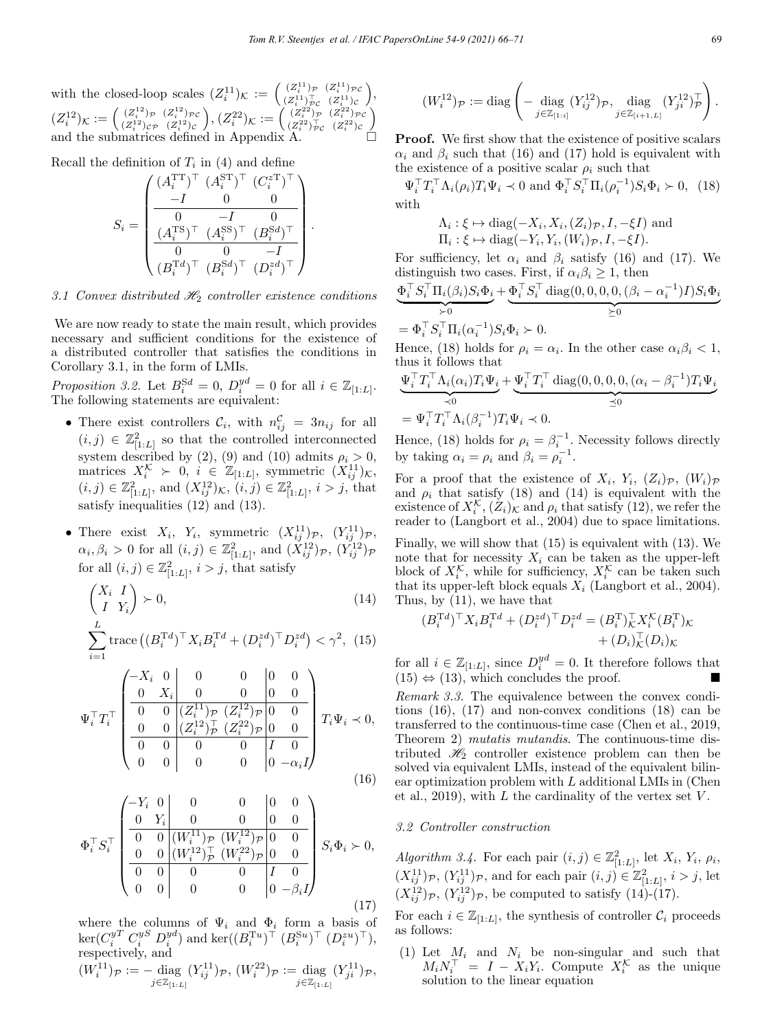with the closed-loop scales $(Z_i^{11})_{\mathcal{K}} := \begin{pmatrix} (Z_i^{11})_{\mathcal{P}} & (Z_i^{11})_{\mathcal{PC}} \\ (Z_i^{11})_{\mathcal{PC}}^\top & (Z_i^{11})_{\mathcal{C}} \end{pmatrix}$, $(Z_i^{12})_{\mathcal{K}} := \begin{pmatrix} (Z_i^{12})_{\mathcal{P}} & (Z_i^{12})_{\mathcal{PC}} \\ (Z_i^{12})_{\mathcal{CP}} & (Z_i^{12})_{\mathcal{C}} \end{pmatrix}$, $(Z_i^{22})_{\mathcal{K}} := \begin{pmatrix} (Z_i^{22})_{\mathcal{P}} & (Z_i^{22})_{\mathcal{PC}} \\ (Z_i^{22})_{\mathcal{PC}}^\top & (Z_i^{22})_{\mathcal{C}} \end{pmatrix}$ and the submatrices defined in Appendix A. □

Recall the definition of $T_i$ in (4) and define

$$
S_i = \left(\begin{array}{ccc} (A_i^{\mathrm{TT}})^\top & (A_i^{\mathrm{ST}})^\top & (C_i^{z\mathrm{T}})^\top \\ -I & 0 & 0 \\ \hline 0 & -I & 0 \\ (A_i^{\mathrm{TS}})^\top & (A_i^{\mathrm{SS}})^\top & (B_i^{\mathrm{S}d})^\top \\ \hline 0 & 0 & -I \\ (B_i^{\mathrm{T}d})^\top & (B_i^{\mathrm{S}d})^\top & (D_i^{zd})^\top \end{array}\right).
$$

### 3.1 Convex distributed $\mathscr{H}_2$ controller existence conditions

We are now ready to state the main result, which provides necessary and sufficient conditions for the existence of a distributed controller that satisfies the conditions in Corollary 3.1, in the form of LMIs.

*Proposition 3.2.* Let $B_i^{\mathrm{S}d} = 0$, $D_i^{yd} = 0$ for all $i \in \mathbb{Z}_{[1:L]}$. The following statements are equivalent:

- There exist controllers $\mathcal{C}_i$, with $n_{ij}^{\mathcal{C}} = 3n_{ij}$ for all $(i,j) \in \mathbb{Z}_{[1:L]}^2$ so that the controlled interconnected system described by (2), (9) and (10) admits $\rho_i > 0$, matrices $X_i^{\mathcal{K}} \succ 0$, $i \in \mathbb{Z}_{[1:L]}$, symmetric $(X_{ij}^{11})_{\mathcal{K}}$, $(i,j) \in \mathbb{Z}_{[1:L]}^2$, and $(X_{ij}^{12})_{\mathcal{K}}$, $(i,j) \in \mathbb{Z}_{[1:L]}^2$, $i > j$, that satisfy inequalities (12) and (13).
- There exist $X_i$, $Y_i$, symmetric $(X_{ij}^{11})_{\mathcal{P}}$, $(Y_{ij}^{11})_{\mathcal{P}}$, $\alpha_i, \beta_i > 0$ for all $(i,j) \in \mathbb{Z}_{[1:L]}^2$, and $(X_{ij}^{12})_{\mathcal{P}}$, $(Y_{ij}^{12})_{\mathcal{P}}$ for all $(i,j) \in \mathbb{Z}_{[1:L]}^2$, $i > j$, that satisfy

$$
\begin{pmatrix} X_i & I \\ I & Y_i \end{pmatrix} \succ 0, \tag{14}
$$

$$
\sum_{i=1}^{L} \operatorname{trace}\left((B_i^{\mathrm{T}d})^\top X_i B_i^{\mathrm{T}d} + (D_i^{zd})^\top D_i^{zd}\right) < \gamma^2, \tag{15}
$$

$$
\Psi_i^\top T_i^\top \left(\begin{array}{cc|cc|cc} -X_i & 0 & 0 & 0 & 0 & 0 \\ 0 & X_i & 0 & 0 & 0 & 0 \\ \hline 0 & 0 & (Z_i^{11})_{\mathcal{P}} & (Z_i^{12})_{\mathcal{P}} & 0 & 0 \\ 0 & 0 & (Z_i^{12})_{\mathcal{P}}^\top & (Z_i^{22})_{\mathcal{P}} & 0 & 0 \\ \hline 0 & 0 & 0 & 0 & I & 0 \\ 0 & 0 & 0 & 0 & 0 & -\alpha_i I \end{array}\right) T_i \Psi_i \prec 0, \tag{16}
$$

$$
\Phi_i^\top S_i^\top \left(\begin{array}{cc|cc|cc} -Y_i & 0 & 0 & 0 & 0 & 0 \\ 0 & Y_i & 0 & 0 & 0 & 0 \\ \hline 0 & 0 & (W_i^{11})_{\mathcal{P}} & (W_i^{12})_{\mathcal{P}} & 0 & 0 \\ 0 & 0 & (W_i^{12})_{\mathcal{P}}^\top & (W_i^{22})_{\mathcal{P}} & 0 & 0 \\ \hline 0 & 0 & 0 & 0 & I & 0 \\ 0 & 0 & 0 & 0 & 0 & -\beta_i I \end{array}\right) S_i \Phi_i \succ 0, \tag{17}
$$

where the columns of $\Psi_i$ and $\Phi_i$ form a basis of $\ker(C_i^{yT}\ C_i^{yS}\ D_i^{yd})$ and $\ker((B_i^{\mathrm{T}u})^\top\ (B_i^{\mathrm{S}u})^\top\ (D_i^{zu})^\top)$, respectively, and

$(W_i^{11})_{\mathcal{P}} := -\operatorname*{diag}_{j \in \mathbb{Z}_{[1:L]}} (Y_{ij}^{11})_{\mathcal{P}}$, $(W_i^{22})_{\mathcal{P}} := \operatorname*{diag}_{j \in \mathbb{Z}_{[1:L]}} (Y_{ji}^{11})_{\mathcal{P}}$,

$$
(W_i^{12})_{\mathcal{P}} := \operatorname{diag}\left(-\operatorname*{diag}_{j \in \mathbb{Z}_{[1:i]}} (Y_{ij}^{12})_{\mathcal{P}}, \operatorname*{diag}_{j \in \mathbb{Z}_{[i+1,L]}} (Y_{ji}^{12})_{\mathcal{P}}^\top\right).
$$

**Proof.** We first show that the existence of positive scalars $\alpha_i$ and $\beta_i$ such that (16) and (17) hold is equivalent with the existence of a positive scalar $\rho_i$ such that

$$
\Psi_i^\top T_i^\top \Lambda_i(\rho_i) T_i \Psi_i \prec 0 \text{ and } \Phi_i^\top S_i^\top \Pi_i(\rho_i^{-1}) S_i \Phi_i \succ 0, \tag{18}
$$

with

$$
\Lambda_i : \xi \mapsto \operatorname{diag}(-X_i, X_i, (Z_i)_{\mathcal{P}}, I, -\xi I) \text{ and}
$$
$$
\Pi_i : \xi \mapsto \operatorname{diag}(-Y_i, Y_i, (W_i)_{\mathcal{P}}, I, -\xi I).
$$

For sufficiency, let $\alpha_i$ and $\beta_i$ satisfy (16) and (17). We distinguish two cases. First, if $\alpha_i\beta_i \geq 1$, then

$$
\underbrace{\Phi_i^\top S_i^\top \Pi_i(\beta_i) S_i \Phi_i}_{\succ 0} + \underbrace{\Phi_i^\top S_i^\top \operatorname{diag}(0,0,0,0,(\beta_i - \alpha_i^{-1})I) S_i \Phi_i}_{\succeq 0}
$$
$$
= \Phi_i^\top S_i^\top \Pi_i(\alpha_i^{-1}) S_i \Phi_i \succ 0.
$$

Hence, (18) holds for $\rho_i = \alpha_i$. In the other case $\alpha_i\beta_i < 1$, thus it follows that

$$
\underbrace{\Psi_i^\top T_i^\top \Lambda_i(\alpha_i) T_i \Psi_i}_{\prec 0} + \underbrace{\Psi_i^\top T_i^\top \operatorname{diag}(0,0,0,0,(\alpha_i - \beta_i^{-1})I) T_i \Psi_i}_{\preceq 0}
$$
$$
= \Psi_i^\top T_i^\top \Lambda_i(\beta_i^{-1}) T_i \Psi_i \prec 0.
$$

Hence, (18) holds for $\rho_i = \beta_i^{-1}$. Necessity follows directly by taking $\alpha_i = \rho_i$ and $\beta_i = \rho_i^{-1}$.

For a proof that the existence of $X_i$, $Y_i$, $(Z_i)_{\mathcal{P}}$, $(W_i)_{\mathcal{P}}$ and $\rho_i$ that satisfy (18) and (14) is equivalent with the existence of $X_i^{\mathcal{K}}$, $(Z_i)_{\mathcal{K}}$ and $\rho_i$ that satisfy (12), we refer the reader to (Langbort et al., 2004) due to space limitations.

Finally, we will show that (15) is equivalent with (13). We note that for necessity $X_i$ can be taken as the upper-left block of $X_i^{\mathcal{K}}$, while for sufficiency, $X_i^{\mathcal{K}}$ can be taken such that its upper-left block equals $X_i$ (Langbort et al., 2004). Thus, by (11), we have that

$$
(B_i^{\mathrm{T}d})^\top X_i B_i^{\mathrm{T}d} + (D_i^{zd})^\top D_i^{zd} = (B_i^{\mathrm{T}})_{\mathcal{K}}^\top X_i^{\mathcal{K}} (B_i^{\mathrm{T}})_{\mathcal{K}} + (D_i)_{\mathcal{K}}^\top (D_i)_{\mathcal{K}}
$$

for all $i \in \mathbb{Z}_{[1:L]}$, since $D_i^{yd} = 0$. It therefore follows that (15) ⇔ (13), which concludes the proof. ■

*Remark 3.3.* The equivalence between the convex conditions (16), (17) and non-convex conditions (18) can be transferred to the continuous-time case (Chen et al., 2019, Theorem 2) *mutatis mutandis*. The continuous-time distributed $\mathscr{H}_2$ controller existence problem can then be solved via equivalent LMIs, instead of the equivalent bilinear optimization problem with $L$ additional LMIs in (Chen et al., 2019), with $L$ the cardinality of the vertex set $V$.

### 3.2 Controller construction

*Algorithm 3.4.* For each pair $(i,j) \in \mathbb{Z}_{[1:L]}^2$, let $X_i$, $Y_i$, $\rho_i$, $(X_{ij}^{11})_{\mathcal{P}}$, $(Y_{ij}^{11})_{\mathcal{P}}$, and for each pair $(i,j) \in \mathbb{Z}_{[1:L]}^2$, $i > j$, let $(X_{ij}^{12})_{\mathcal{P}}$, $(Y_{ij}^{12})_{\mathcal{P}}$, be computed to satisfy (14)-(17).

For each $i \in \mathbb{Z}_{[1:L]}$, the synthesis of controller $\mathcal{C}_i$ proceeds as follows:

(1) Let $M_i$ and $N_i$ be non-singular and such that $M_i N_i^\top = I - X_i Y_i$. Compute $X_i^{\mathcal{K}}$ as the unique solution to the linear equation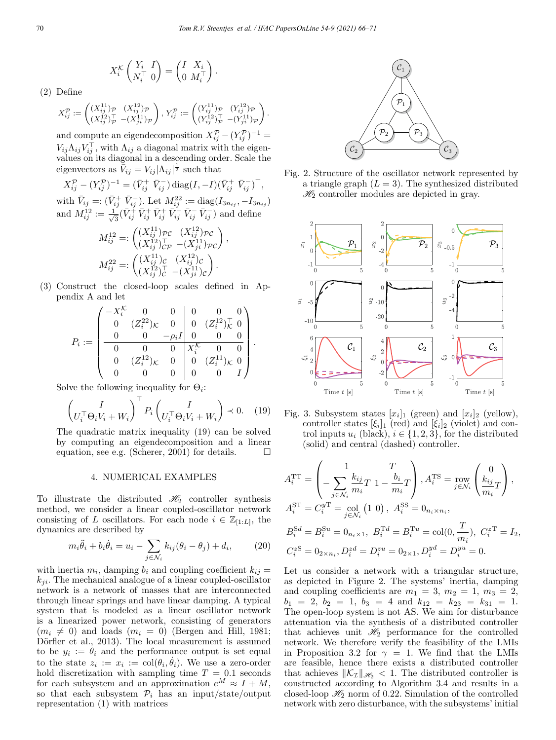$$X_i^{\mathcal{K}} \begin{pmatrix} Y_i & I \\ N_i^\top & 0 \end{pmatrix} = \begin{pmatrix} I & X_i \\ 0 & M_i^\top \end{pmatrix}.$$

(2) Define

$$X_{ij}^{\mathcal{P}} := \begin{pmatrix} (X_{ij}^{11})_{\mathcal{P}} & (X_{ij}^{12})_{\mathcal{P}} \\ (X_{ij}^{12})_{\mathcal{P}}^\top & -(X_{ji}^{11})_{\mathcal{P}} \end{pmatrix}, Y_{ij}^{\mathcal{P}} := \begin{pmatrix} (Y_{ij}^{11})_{\mathcal{P}} & (Y_{ij}^{12})_{\mathcal{P}} \\ (Y_{ij}^{12})_{\mathcal{P}}^\top & -(Y_{ji}^{11})_{\mathcal{P}} \end{pmatrix}.$$

and compute an eigendecomposition $X_{ij}^{\mathcal{P}} - (Y_{ij}^{\mathcal{P}})^{-1} = V_{ij}\Lambda_{ij}V_{ij}^\top$, with $\Lambda_{ij}$ a diagonal matrix with the eigenvalues on its diagonal in a descending order. Scale the eigenvectors as $\bar{V}_{ij} = V_{ij}|\Lambda_{ij}|^{\frac{1}{2}}$ such that

$$X_{ij}^{\mathcal{P}} - (Y_{ij}^{\mathcal{P}})^{-1} = (\bar{V}_{ij}^+ \; \bar{V}_{ij}^-)\,\mathrm{diag}(I,-I)(\bar{V}_{ij}^+ \; \bar{V}_{ij}^-)^\top,$$

with $\bar{V}_{ij} =: (\bar{V}_{ij}^+ \; \bar{V}_{ij}^-)$. Let $M_{ij}^{22} := \mathrm{diag}(I_{3n_{ij}}, -I_{3n_{ij}})$ and $M_{ij}^{12} := \frac{1}{\sqrt{3}}(\bar{V}_{ij}^+ \; \bar{V}_{ij}^+ \; \bar{V}_{ij}^+ \; \bar{V}_{ij}^- \; \bar{V}_{ij}^- \; \bar{V}_{ij}^-)$ and define

$$M_{ij}^{12} =: \begin{pmatrix} (X_{ij}^{11})_{\mathcal{PC}} & (X_{ij}^{12})_{\mathcal{PC}} \\ (X_{ij}^{12})_{\mathcal{CP}}^\top & -(X_{ji}^{11})_{\mathcal{PC}} \end{pmatrix},$$

$$M_{ij}^{22} =: \begin{pmatrix} (X_{ij}^{11})_{\mathcal{C}} & (X_{ij}^{12})_{\mathcal{C}} \\ (X_{ij}^{12})_{\mathcal{C}}^\top & -(X_{ji}^{11})_{\mathcal{C}} \end{pmatrix}.$$

(3) Construct the closed-loop scales defined in Appendix A and let

$$P_i := \left(\begin{array}{ccc|ccc} -X_i^{\mathcal{K}} & 0 & 0 & 0 & 0 & 0 \\ 0 & (Z_i^{22})_{\mathcal{K}} & 0 & 0 & (Z_i^{12})_{\mathcal{K}}^\top & 0 \\ 0 & 0 & -\rho_i I & 0 & 0 & 0 \\ \hline 0 & 0 & 0 & X_i^{\mathcal{K}} & 0 & 0 \\ 0 & (Z_i^{12})_{\mathcal{K}} & 0 & 0 & (Z_i^{11})_{\mathcal{K}} & 0 \\ 0 & 0 & 0 & 0 & 0 & I \end{array}\right).$$

Solve the following inequality for $\Theta_i$:

$$\begin{pmatrix} I \\ U_i^\top \Theta_i V_i + W_i \end{pmatrix}^\top P_i \begin{pmatrix} I \\ U_i^\top \Theta_i V_i + W_i \end{pmatrix} \prec 0. \quad (19)$$

The quadratic matrix inequality (19) can be solved by computing an eigendecomposition and a linear equation, see e.g. (Scherer, 2001) for details. □

## 4. NUMERICAL EXAMPLES

To illustrate the distributed $\mathscr{H}_2$ controller synthesis method, we consider a linear coupled-oscillator network consisting of $L$ oscillators. For each node $i \in \mathbb{Z}_{[1:L]}$, the dynamics are described by

$$m_i\ddot{\theta}_i + b_i\dot{\theta}_i = u_i - \sum_{j\in\mathcal{N}_i} k_{ij}(\theta_i - \theta_j) + d_i, \quad (20)$$

with inertia $m_i$, damping $b_i$ and coupling coefficient $k_{ij} = k_{ji}$. The mechanical analogue of a linear coupled-oscillator network is a network of masses that are interconnected through linear springs and have linear damping. A typical system that is modeled as a linear oscillator network is a linearized power network, consisting of generators ($m_i \neq 0$) and loads ($m_i = 0$) (Bergen and Hill, 1981; Dörfler et al., 2013). The local measurement is assumed to be $y_i := \theta_i$ and the performance output is set equal to the state $z_i := x_i := \mathrm{col}(\theta_i, \dot{\theta}_i)$. We use a zero-order hold discretization with sampling time $T = 0.1$ seconds for each subsystem and an approximation $e^M \approx I + M$, so that each subsystem $\mathcal{P}_i$ has an input/state/output representation (1) with matrices

$$A_i^{\mathrm{TT}} = \begin{pmatrix} 1 & T \\ -\sum_{j\in\mathcal{N}_i} \frac{k_{ij}}{m_i}T & 1 - \frac{b_i}{m_i}T \end{pmatrix}, A_i^{\mathrm{TS}} = \underset{j\in\mathcal{N}_i}{\mathrm{row}} \begin{pmatrix} 0 \\ \frac{k_{ij}}{m_i}T \end{pmatrix},$$

$$A_i^{\mathrm{ST}} = C_i^{y\mathrm{T}} = \underset{j\in\mathcal{N}_i}{\mathrm{col}} \begin{pmatrix} 1 & 0 \end{pmatrix},\; A_i^{\mathrm{SS}} = 0_{n_i\times n_i},$$

$$B_i^{\mathrm{S}d} = B_i^{\mathrm{S}u} = 0_{n_i\times 1},\; B_i^{\mathrm{T}d} = B_i^{\mathrm{T}u} = \mathrm{col}(0, \frac{T}{m_i}),\; C_i^{z\mathrm{T}} = I_2,$$

$$C_i^{z\mathrm{S}} = 0_{2\times n_i}, D_i^{zd} = D_i^{zu} = 0_{2\times 1}, D_i^{yd} = D_i^{yu} = 0.$$

Let us consider a network with a triangular structure, as depicted in Figure 2. The systems' inertia, damping and coupling coefficients are $m_1 = 3$, $m_2 = 1$, $m_3 = 2$, $b_1 = 2$, $b_2 = 1$, $b_3 = 4$ and $k_{12} = k_{23} = k_{31} = 1$. The open-loop system is not AS. We aim for disturbance attenuation via the synthesis of a distributed controller that achieves unit $\mathscr{H}_2$ performance for the controlled network. We therefore verify the feasibility of the LMIs in Proposition 3.2 for $\gamma = 1$. We find that the LMIs are feasible, hence there exists a distributed controller that achieves $\|\mathcal{K}_{\mathcal{I}}\|_{\mathscr{H}_2} < 1$. The distributed controller is constructed according to Algorithm 3.4 and results in a closed-loop $\mathscr{H}_2$ norm of 0.22. Simulation of the controlled network with zero disturbance, with the subsystems' initial

$\mathcal{C}_1$ $\mathcal{P}_1$ $\mathcal{P}_2$ $\mathcal{P}_3$ $\mathcal{C}_2$ $\mathcal{C}_3$

Fig. 2. Structure of the oscillator network represented by a triangle graph ($L = 3$). The synthesized distributed $\mathscr{H}_2$ controller modules are depicted in gray.

$x_1$ $\mathcal{P}_1$ $x_2$ $\mathcal{P}_2$ $x_3$ $\mathcal{P}_3$
$u_1$ $u_2$ $u_3$
$\xi_1$ $\mathcal{C}_1$ $\xi_2$ $\mathcal{C}_2$ $\xi_3$ $\mathcal{C}_3$
Time $t$ [s] Time $t$ [s] Time $t$ [s]

Fig. 3. Subsystem states $[x_i]_1$ (green) and $[x_i]_2$ (yellow), controller states $[\xi_i]_1$ (red) and $[\xi_i]_2$ (violet) and control inputs $u_i$ (black), $i \in \{1, 2, 3\}$, for the distributed (solid) and central (dashed) controller.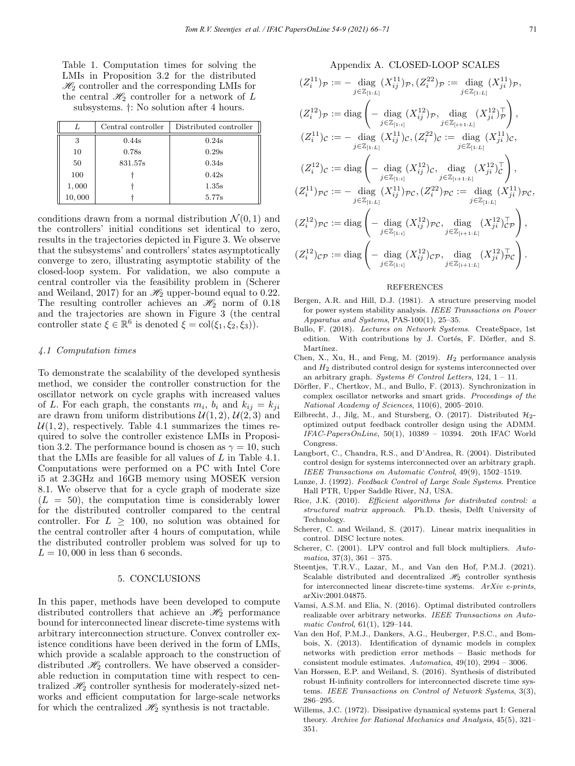Table 1. Computation times for solving the LMIs in Proposition 3.2 for the distributed $\mathscr{H}_2$ controller and the corresponding LMIs for the central $\mathscr{H}_2$ controller for a network of $L$ subsystems. †: No solution after 4 hours.

| $L$ | Central controller | Distributed controller |
|---|---|---|
| 3 | 0.44s | 0.24s |
| 10 | 0.78s | 0.29s |
| 50 | 831.57s | 0.34s |
| 100 | † | 0.42s |
| 1,000 | † | 1.35s |
| 10,000 | † | 5.77s |

conditions drawn from a normal distribution $\mathcal{N}(0,1)$ and the controllers' initial conditions set identical to zero, results in the trajectories depicted in Figure 3. We observe that the subsystems' and controllers' states asymptotically converge to zero, illustrating asymptotic stability of the closed-loop system. For validation, we also compute a central controller via the feasibility problem in (Scherer and Weiland, 2017) for an $\mathscr{H}_2$ upper-bound equal to 0.22. The resulting controller achieves an $\mathscr{H}_2$ norm of 0.18 and the trajectories are shown in Figure 3 (the central controller state $\xi \in \mathbb{R}^6$ is denoted $\xi = \mathrm{col}(\xi_1, \xi_2, \xi_3)$).

### 4.1 Computation times

To demonstrate the scalability of the developed synthesis method, we consider the controller construction for the oscillator network on cycle graphs with increased values of $L$. For each graph, the constants $m_i$, $b_i$ and $k_{ij} = k_{ji}$ are drawn from uniform distributions $\mathcal{U}(1,2)$, $\mathcal{U}(2,3)$ and $\mathcal{U}(1,2)$, respectively. Table 4.1 summarizes the times required to solve the controller existence LMIs in Proposition 3.2. The performance bound is chosen as $\gamma = 10$, such that the LMIs are feasible for all values of $L$ in Table 4.1. Computations were performed on a PC with Intel Core i5 at 2.3GHz and 16GB memory using MOSEK version 8.1. We observe that for a cycle graph of moderate size ($L = 50$), the computation time is considerably lower for the distributed controller compared to the central controller. For $L \geq 100$, no solution was obtained for the central controller after 4 hours of computation, while the distributed controller problem was solved for up to $L = 10,000$ in less than 6 seconds.

## 5. CONCLUSIONS

In this paper, methods have been developed to compute distributed controllers that achieve an $\mathscr{H}_2$ performance bound for interconnected linear discrete-time systems with arbitrary interconnection structure. Convex controller existence conditions have been derived in the form of LMIs, which provide a scalable approach to the construction of distributed $\mathscr{H}_2$ controllers. We have observed a considerable reduction in computation time with respect to centralized $\mathscr{H}_2$ controller synthesis for moderately-sized networks and efficient computation for large-scale networks for which the centralized $\mathscr{H}_2$ synthesis is not tractable.

## Appendix A. CLOSED-LOOP SCALES

$$(Z_i^{11})_{\mathcal{P}} := -\operatorname*{diag}_{j\in\mathbb{Z}_{[1:L]}} (X_{ij}^{11})_{\mathcal{P}}, (Z_i^{22})_{\mathcal{P}} := \operatorname*{diag}_{j\in\mathbb{Z}_{[1:L]}} (X_{ji}^{11})_{\mathcal{P}},$$

$$(Z_i^{12})_{\mathcal{P}} := \mathrm{diag}\left(-\operatorname*{diag}_{j\in\mathbb{Z}_{[1:i]}} (X_{ij}^{12})_{\mathcal{P}}, \operatorname*{diag}_{j\in\mathbb{Z}_{[i+1:L]}} (X_{ji}^{12})_{\mathcal{P}}^\top\right),$$

$$(Z_i^{11})_{\mathcal{C}} := -\operatorname*{diag}_{j\in\mathbb{Z}_{[1:L]}} (X_{ij}^{11})_{\mathcal{C}}, (Z_i^{22})_{\mathcal{C}} := \operatorname*{diag}_{j\in\mathbb{Z}_{[1:L]}} (X_{ji}^{11})_{\mathcal{C}},$$

$$(Z_i^{12})_{\mathcal{C}} := \mathrm{diag}\left(-\operatorname*{diag}_{j\in\mathbb{Z}_{[1:i]}} (X_{ij}^{12})_{\mathcal{C}}, \operatorname*{diag}_{j\in\mathbb{Z}_{[i+1:L]}} (X_{ji}^{12})_{\mathcal{C}}^\top\right),$$

$$(Z_i^{11})_{\mathcal{PC}} := -\operatorname*{diag}_{j\in\mathbb{Z}_{[1:L]}} (X_{ij}^{11})_{\mathcal{PC}}, (Z_i^{22})_{\mathcal{PC}} := \operatorname*{diag}_{j\in\mathbb{Z}_{[1:L]}} (X_{ji}^{11})_{\mathcal{PC}},$$

$$(Z_i^{12})_{\mathcal{PC}} := \mathrm{diag}\left(-\operatorname*{diag}_{j\in\mathbb{Z}_{[1:i]}} (X_{ij}^{12})_{\mathcal{PC}}, \operatorname*{diag}_{j\in\mathbb{Z}_{[i+1:L]}} (X_{ji}^{12})_{\mathcal{CP}}^\top\right),$$

$$(Z_i^{12})_{\mathcal{CP}} := \mathrm{diag}\left(-\operatorname*{diag}_{j\in\mathbb{Z}_{[1:i]}} (X_{ij}^{12})_{\mathcal{CP}}, \operatorname*{diag}_{j\in\mathbb{Z}_{[i+1:L]}} (X_{ji}^{12})_{\mathcal{PC}}^\top\right).$$

## REFERENCES

Bergen, A.R. and Hill, D.J. (1981). A structure preserving model for power system stability analysis. *IEEE Transactions on Power Apparatus and Systems*, PAS-100(1), 25–35.

Bullo, F. (2018). *Lectures on Network Systems*. CreateSpace, 1st edition. With contributions by J. Cortés, F. Dörfler, and S. Martínez.

Chen, X., Xu, H., and Feng, M. (2019). $H_2$ performance analysis and $H_2$ distributed control design for systems interconnected over an arbitrary graph. *Systems & Control Letters*, 124, 1 – 11.

Dörfler, F., Chertkov, M., and Bullo, F. (2013). Synchronization in complex oscillator networks and smart grids. *Proceedings of the National Academy of Sciences*, 110(6), 2005–2010.

Eilbrecht, J., Jilg, M., and Stursberg, O. (2017). Distributed $\mathcal{H}_2$-optimized output feedback controller design using the ADMM. *IFAC-PapersOnLine*, 50(1), 10389 – 10394. 20th IFAC World Congress.

Langbort, C., Chandra, R.S., and D'Andrea, R. (2004). Distributed control design for systems interconnected over an arbitrary graph. *IEEE Transactions on Automatic Control*, 49(9), 1502–1519.

Lunze, J. (1992). *Feedback Control of Large Scale Systems*. Prentice Hall PTR, Upper Saddle River, NJ, USA.

Rice, J.K. (2010). *Efficient algorithms for distributed control: a structured matrix approach*. Ph.D. thesis, Delft University of Technology.

Scherer, C. and Weiland, S. (2017). Linear matrix inequalities in control. DISC lecture notes.

Scherer, C. (2001). LPV control and full block multipliers. *Automatica*, 37(3), 361 – 375.

Steentjes, T.R.V., Lazar, M., and Van den Hof, P.M.J. (2021). Scalable distributed and decentralized $\mathscr{H}_2$ controller synthesis for interconnected linear discrete-time systems. *ArXiv e-prints*, arXiv:2001.04875.

Vamsi, A.S.M. and Elia, N. (2016). Optimal distributed controllers realizable over arbitrary networks. *IEEE Transactions on Automatic Control*, 61(1), 129–144.

Van den Hof, P.M.J., Dankers, A.G., Heuberger, P.S.C., and Bombois, X. (2013). Identification of dynamic models in complex networks with prediction error methods – Basic methods for consistent module estimates. *Automatica*, 49(10), 2994 – 3006.

Van Horssen, E.P. and Weiland, S. (2016). Synthesis of distributed robust H-infinity controllers for interconnected discrete time systems. *IEEE Transactions on Control of Network Systems*, 3(3), 286–295.

Willems, J.C. (1972). Dissipative dynamical systems part I: General theory. *Archive for Rational Mechanics and Analysis*, 45(5), 321–351.